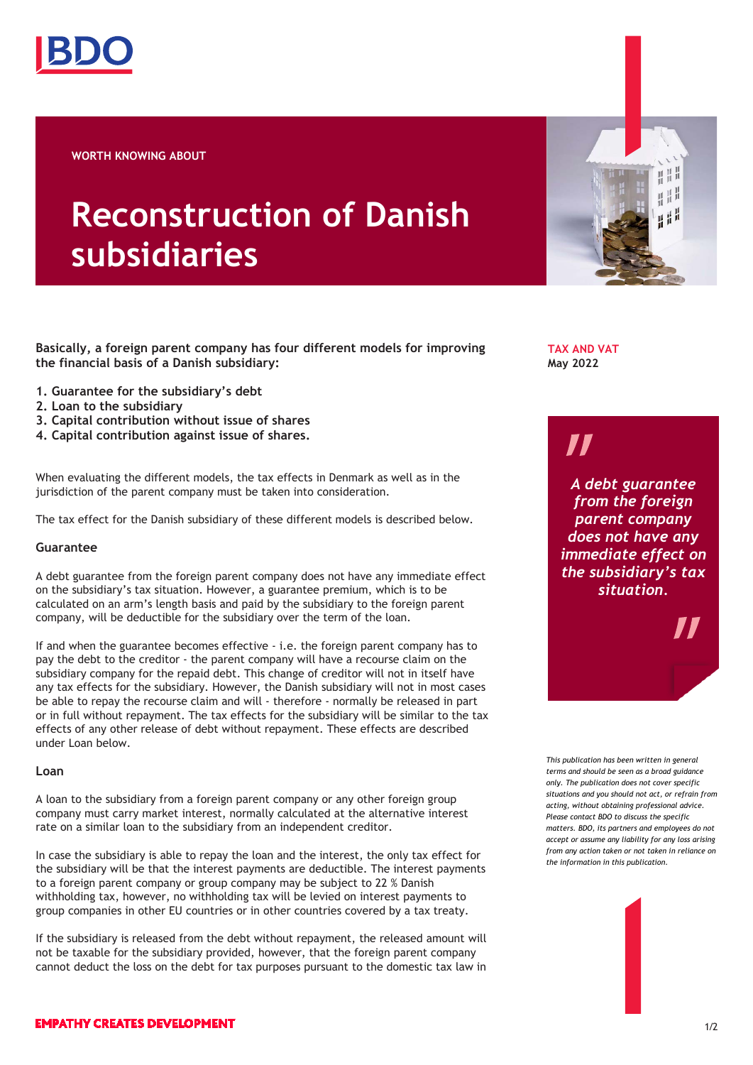WORTH KNOWING ABOUT

# Reconstruction of Danish subsidiaries

**TAX AND VAT**
**May 2022**

**Basically, a foreign parent company has four different models for improving the financial basis of a Danish subsidiary:**

1. **Guarantee for the subsidiary's debt**
2. **Loan to the subsidiary**
3. **Capital contribution without issue of shares**
4. **Capital contribution against issue of shares.**

When evaluating the different models, the tax effects in Denmark as well as in the jurisdiction of the parent company must be taken into consideration.

The tax effect for the Danish subsidiary of these different models is described below.

### Guarantee

A debt guarantee from the foreign parent company does not have any immediate effect on the subsidiary's tax situation. However, a guarantee premium, which is to be calculated on an arm's length basis and paid by the subsidiary to the foreign parent company, will be deductible for the subsidiary over the term of the loan.

If and when the guarantee becomes effective - i.e. the foreign parent company has to pay the debt to the creditor - the parent company will have a recourse claim on the subsidiary company for the repaid debt. This change of creditor will not in itself have any tax effects for the subsidiary. However, the Danish subsidiary will not in most cases be able to repay the recourse claim and will - therefore - normally be released in part or in full without repayment. The tax effects for the subsidiary will be similar to the tax effects of any other release of debt without repayment. These effects are described under Loan below.

### Loan

A loan to the subsidiary from a foreign parent company or any other foreign group company must carry market interest, normally calculated at the alternative interest rate on a similar loan to the subsidiary from an independent creditor.

In case the subsidiary is able to repay the loan and the interest, the only tax effect for the subsidiary will be that the interest payments are deductible. The interest payments to a foreign parent company or group company may be subject to 22 % Danish withholding tax, however, no withholding tax will be levied on interest payments to group companies in other EU countries or in other countries covered by a tax treaty.

If the subsidiary is released from the debt without repayment, the released amount will not be taxable for the subsidiary provided, however, that the foreign parent company cannot deduct the loss on the debt for tax purposes pursuant to the domestic tax law in

> *"A debt guarantee from the foreign parent company does not have any immediate effect on the subsidiary's tax situation."*

*This publication has been written in general terms and should be seen as a broad guidance only. The publication does not cover specific situations and you should not act, or refrain from acting, without obtaining professional advice. Please contact BDO to discuss the specific matters. BDO, its partners and employees do not accept or assume any liability for any loss arising from any action taken or not taken in reliance on the information in this publication.*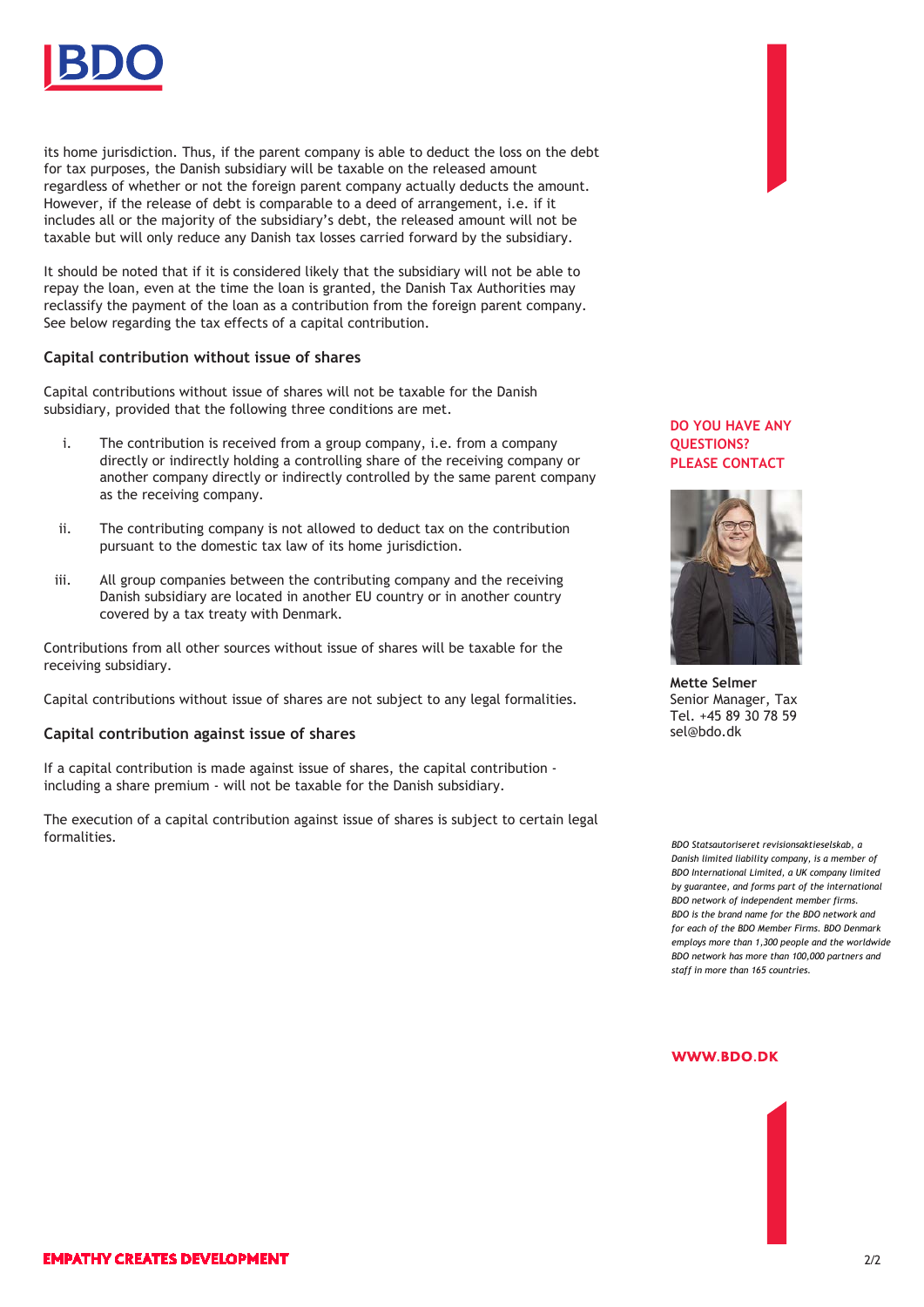its home jurisdiction. Thus, if the parent company is able to deduct the loss on the debt for tax purposes, the Danish subsidiary will be taxable on the released amount regardless of whether or not the foreign parent company actually deducts the amount. However, if the release of debt is comparable to a deed of arrangement, i.e. if it includes all or the majority of the subsidiary's debt, the released amount will not be taxable but will only reduce any Danish tax losses carried forward by the subsidiary.

It should be noted that if it is considered likely that the subsidiary will not be able to repay the loan, even at the time the loan is granted, the Danish Tax Authorities may reclassify the payment of the loan as a contribution from the foreign parent company. See below regarding the tax effects of a capital contribution.

### Capital contribution without issue of shares

Capital contributions without issue of shares will not be taxable for the Danish subsidiary, provided that the following three conditions are met.

i. The contribution is received from a group company, i.e. from a company directly or indirectly holding a controlling share of the receiving company or another company directly or indirectly controlled by the same parent company as the receiving company.

ii. The contributing company is not allowed to deduct tax on the contribution pursuant to the domestic tax law of its home jurisdiction.

iii. All group companies between the contributing company and the receiving Danish subsidiary are located in another EU country or in another country covered by a tax treaty with Denmark.

Contributions from all other sources without issue of shares will be taxable for the receiving subsidiary.

Capital contributions without issue of shares are not subject to any legal formalities.

### Capital contribution against issue of shares

If a capital contribution is made against issue of shares, the capital contribution - including a share premium - will not be taxable for the Danish subsidiary.

The execution of a capital contribution against issue of shares is subject to certain legal formalities.

**DO YOU HAVE ANY QUESTIONS? PLEASE CONTACT**

**Mette Selmer**
Senior Manager, Tax
Tel. +45 89 30 78 59
sel@bdo.dk

*BDO Statsautoriseret revisionsaktieselskab, a Danish limited liability company, is a member of BDO International Limited, a UK company limited by guarantee, and forms part of the international BDO network of independent member firms. BDO is the brand name for the BDO network and for each of the BDO Member Firms. BDO Denmark employs more than 1,300 people and the worldwide BDO network has more than 100,000 partners and staff in more than 165 countries.*

**WWW.BDO.DK**